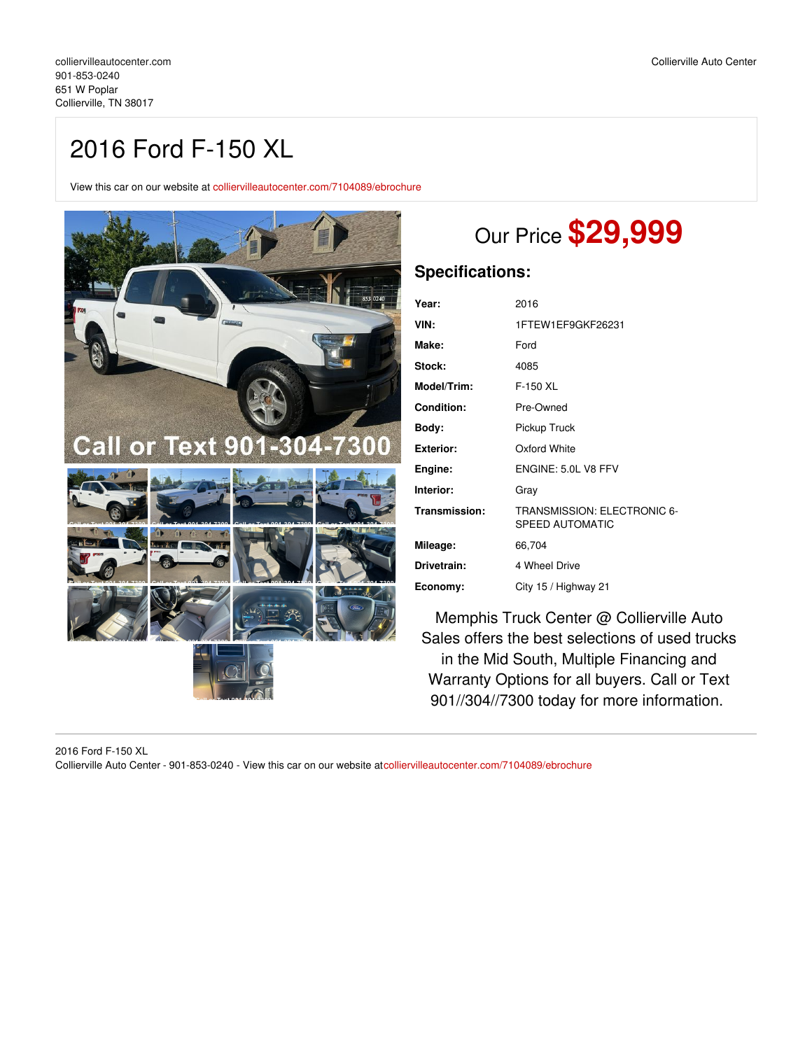colliervilleautocenter.com
901-853-0240
651 W Poplar
Collierville, TN 38017

Collierville Auto Center

# 2016 Ford F-150 XL

View this car on our website at colliervilleautocenter.com/7104089/ebrochure

## Our Price **$29,999**

### Specifications:

| | |
|---|---|
| **Year:** | 2016 |
| **VIN:** | 1FTEW1EF9GKF26231 |
| **Make:** | Ford |
| **Stock:** | 4085 |
| **Model/Trim:** | F-150 XL |
| **Condition:** | Pre-Owned |
| **Body:** | Pickup Truck |
| **Exterior:** | Oxford White |
| **Engine:** | ENGINE: 5.0L V8 FFV |
| **Interior:** | Gray |
| **Transmission:** | TRANSMISSION: ELECTRONIC 6-SPEED AUTOMATIC |
| **Mileage:** | 66,704 |
| **Drivetrain:** | 4 Wheel Drive |
| **Economy:** | City 15 / Highway 21 |

Memphis Truck Center @ Collierville Auto Sales offers the best selections of used trucks in the Mid South, Multiple Financing and Warranty Options for all buyers. Call or Text 901//304//7300 today for more information.

2016 Ford F-150 XL
Collierville Auto Center - 901-853-0240 - View this car on our website at colliervilleautocenter.com/7104089/ebrochure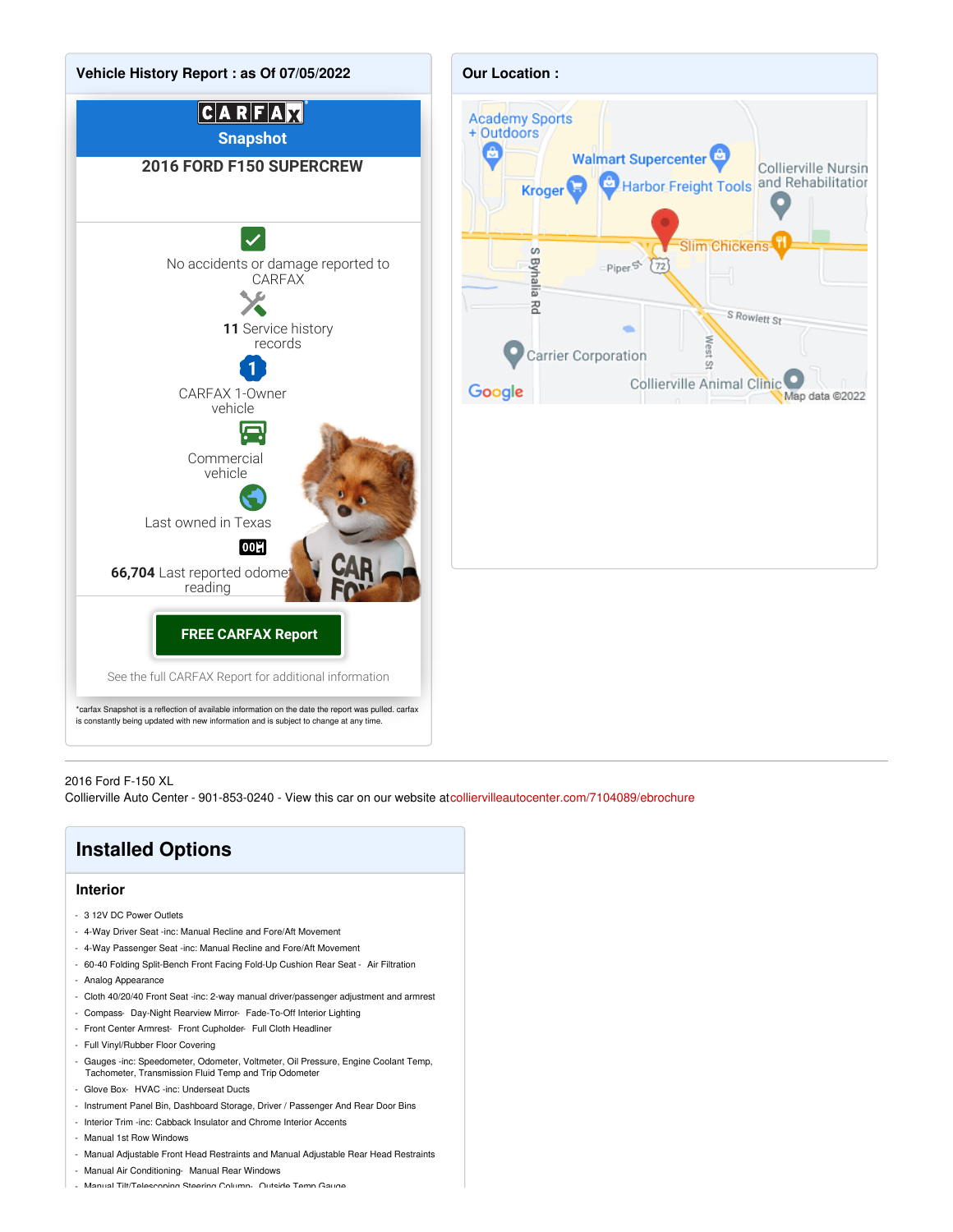## Vehicle History Report : as Of 07/05/2022

CARFAX Snapshot

**2016 FORD F150 SUPERCREW**

No accidents or damage reported to CARFAX

**11** Service history records

CARFAX 1-Owner vehicle

Commercial vehicle

Last owned in Texas

**66,704** Last reported odometer reading

**FREE CARFAX Report**

See the full CARFAX Report for additional information

*carfax Snapshot is a reflection of available information on the date the report was pulled. carfax is constantly being updated with new information and is subject to change at any time.

## Our Location :

---

2016 Ford F-150 XL
Collierville Auto Center - 901-853-0240 - View this car on our website at colliervilleautocenter.com/7104089/ebrochure

# Installed Options

### Interior

- 3 12V DC Power Outlets
- 4-Way Driver Seat -inc: Manual Recline and Fore/Aft Movement
- 4-Way Passenger Seat -inc: Manual Recline and Fore/Aft Movement
- 60-40 Folding Split-Bench Front Facing Fold-Up Cushion Rear Seat - Air Filtration
- Analog Appearance
- Cloth 40/20/40 Front Seat -inc: 2-way manual driver/passenger adjustment and armrest
- Compass- Day-Night Rearview Mirror- Fade-To-Off Interior Lighting
- Front Center Armrest- Front Cupholder- Full Cloth Headliner
- Full Vinyl/Rubber Floor Covering
- Gauges -inc: Speedometer, Odometer, Voltmeter, Oil Pressure, Engine Coolant Temp, Tachometer, Transmission Fluid Temp and Trip Odometer
- Glove Box- HVAC -inc: Underseat Ducts
- Instrument Panel Bin, Dashboard Storage, Driver / Passenger And Rear Door Bins
- Interior Trim -inc: Cabback Insulator and Chrome Interior Accents
- Manual 1st Row Windows
- Manual Adjustable Front Head Restraints and Manual Adjustable Rear Head Restraints
- Manual Air Conditioning- Manual Rear Windows
- Manual Tilt/Telescoping Steering Column- Outside Temp Gauge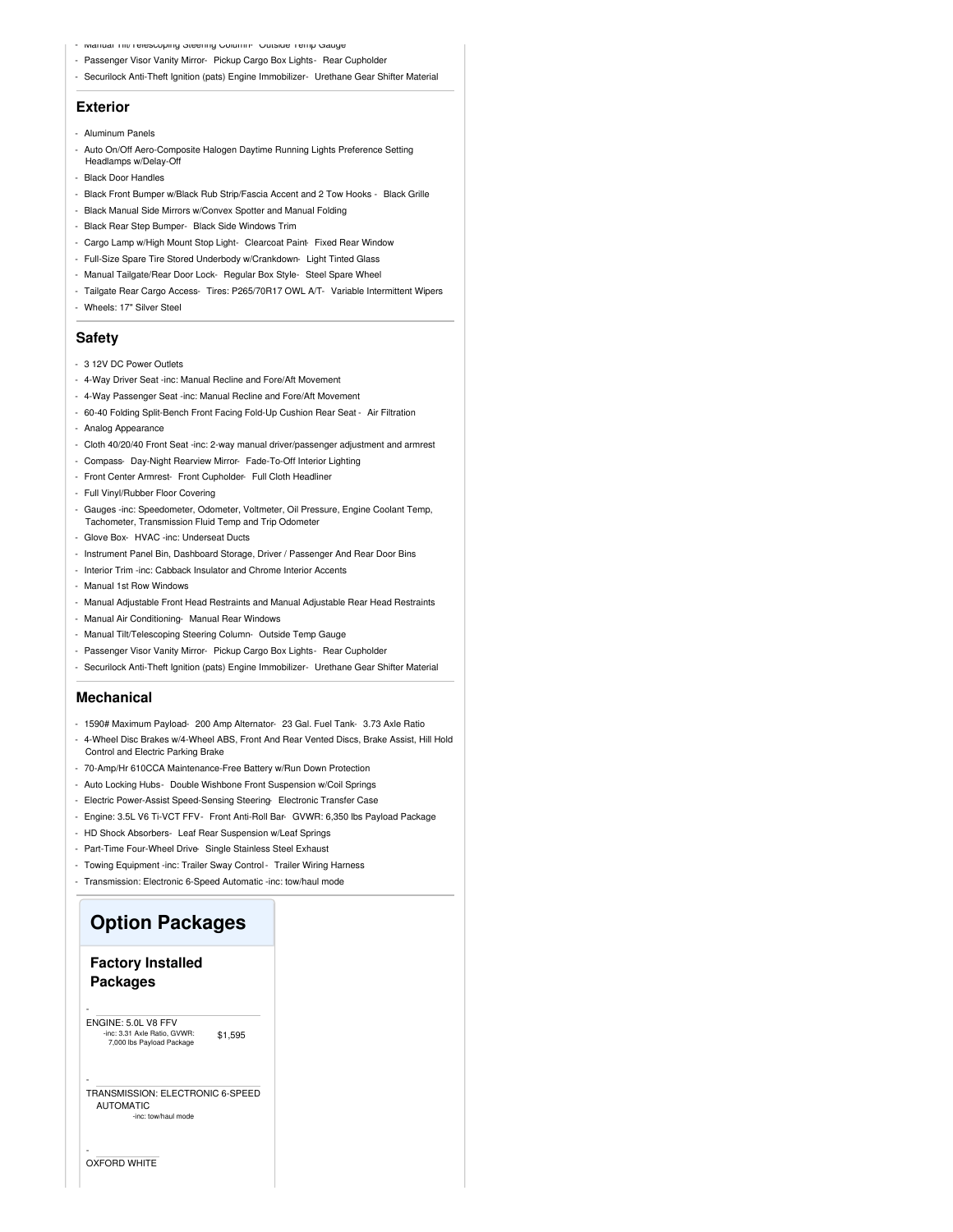- Manual Tilt/Telescoping Steering Column- Outside Temp Gauge
- Passenger Visor Vanity Mirror- Pickup Cargo Box Lights- Rear Cupholder
- Securilock Anti-Theft Ignition (pats) Engine Immobilizer- Urethane Gear Shifter Material

## Exterior

- Aluminum Panels
- Auto On/Off Aero-Composite Halogen Daytime Running Lights Preference Setting Headlamps w/Delay-Off
- Black Door Handles
- Black Front Bumper w/Black Rub Strip/Fascia Accent and 2 Tow Hooks - Black Grille
- Black Manual Side Mirrors w/Convex Spotter and Manual Folding
- Black Rear Step Bumper- Black Side Windows Trim
- Cargo Lamp w/High Mount Stop Light- Clearcoat Paint- Fixed Rear Window
- Full-Size Spare Tire Stored Underbody w/Crankdown- Light Tinted Glass
- Manual Tailgate/Rear Door Lock- Regular Box Style- Steel Spare Wheel
- Tailgate Rear Cargo Access- Tires: P265/70R17 OWL A/T- Variable Intermittent Wipers
- Wheels: 17" Silver Steel

## Safety

- 3 12V DC Power Outlets
- 4-Way Driver Seat -inc: Manual Recline and Fore/Aft Movement
- 4-Way Passenger Seat -inc: Manual Recline and Fore/Aft Movement
- 60-40 Folding Split-Bench Front Facing Fold-Up Cushion Rear Seat - Air Filtration
- Analog Appearance
- Cloth 40/20/40 Front Seat -inc: 2-way manual driver/passenger adjustment and armrest
- Compass- Day-Night Rearview Mirror- Fade-To-Off Interior Lighting
- Front Center Armrest- Front Cupholder- Full Cloth Headliner
- Full Vinyl/Rubber Floor Covering
- Gauges -inc: Speedometer, Odometer, Voltmeter, Oil Pressure, Engine Coolant Temp, Tachometer, Transmission Fluid Temp and Trip Odometer
- Glove Box- HVAC -inc: Underseat Ducts
- Instrument Panel Bin, Dashboard Storage, Driver / Passenger And Rear Door Bins
- Interior Trim -inc: Cabback Insulator and Chrome Interior Accents
- Manual 1st Row Windows
- Manual Adjustable Front Head Restraints and Manual Adjustable Rear Head Restraints
- Manual Air Conditioning- Manual Rear Windows
- Manual Tilt/Telescoping Steering Column- Outside Temp Gauge
- Passenger Visor Vanity Mirror- Pickup Cargo Box Lights- Rear Cupholder
- Securilock Anti-Theft Ignition (pats) Engine Immobilizer- Urethane Gear Shifter Material

## Mechanical

- 1590# Maximum Payload- 200 Amp Alternator- 23 Gal. Fuel Tank- 3.73 Axle Ratio
- 4-Wheel Disc Brakes w/4-Wheel ABS, Front And Rear Vented Discs, Brake Assist, Hill Hold Control and Electric Parking Brake
- 70-Amp/Hr 610CCA Maintenance-Free Battery w/Run Down Protection
- Auto Locking Hubs- Double Wishbone Front Suspension w/Coil Springs
- Electric Power-Assist Speed-Sensing Steering- Electronic Transfer Case
- Engine: 3.5L V6 Ti-VCT FFV- Front Anti-Roll Bar- GVWR: 6,350 lbs Payload Package
- HD Shock Absorbers- Leaf Rear Suspension w/Leaf Springs
- Part-Time Four-Wheel Drive- Single Stainless Steel Exhaust
- Towing Equipment -inc: Trailer Sway Control - Trailer Wiring Harness
- Transmission: Electronic 6-Speed Automatic -inc: tow/haul mode

# Option Packages

### Factory Installed Packages

- ENGINE: 5.0L V8 FFV — $1,595
  -inc: 3.31 Axle Ratio, GVWR: 7,000 lbs Payload Package

- TRANSMISSION: ELECTRONIC 6-SPEED AUTOMATIC
  -inc: tow/haul mode

- OXFORD WHITE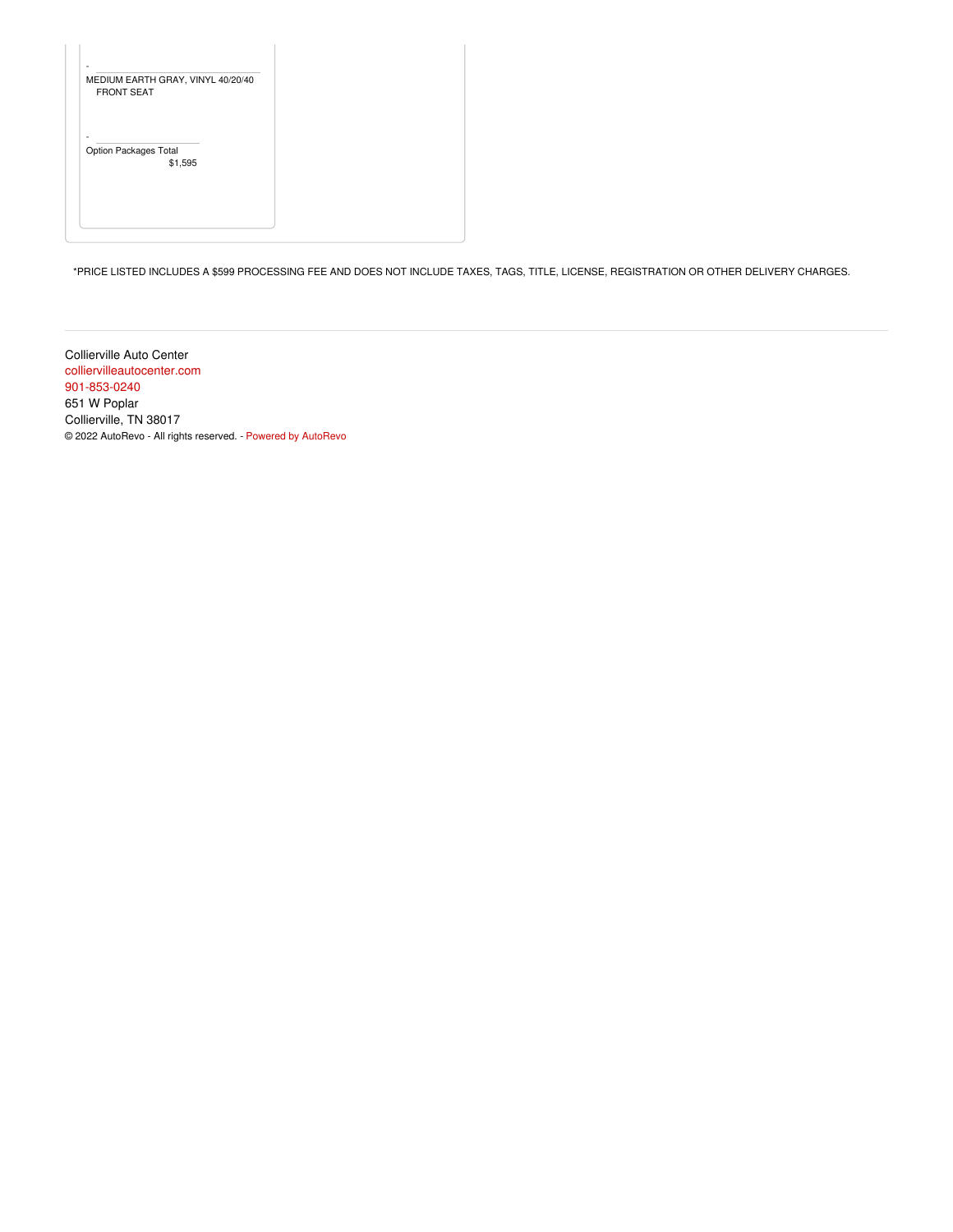-

MEDIUM EARTH GRAY, VINYL 40/20/40 FRONT SEAT

-

Option Packages Total
$1,595

*PRICE LISTED INCLUDES A $599 PROCESSING FEE AND DOES NOT INCLUDE TAXES, TAGS, TITLE, LICENSE, REGISTRATION OR OTHER DELIVERY CHARGES.

Collierville Auto Center
colliervilleautocenter.com
901-853-0240
651 W Poplar
Collierville, TN 38017
© 2022 AutoRevo - All rights reserved. - Powered by AutoRevo